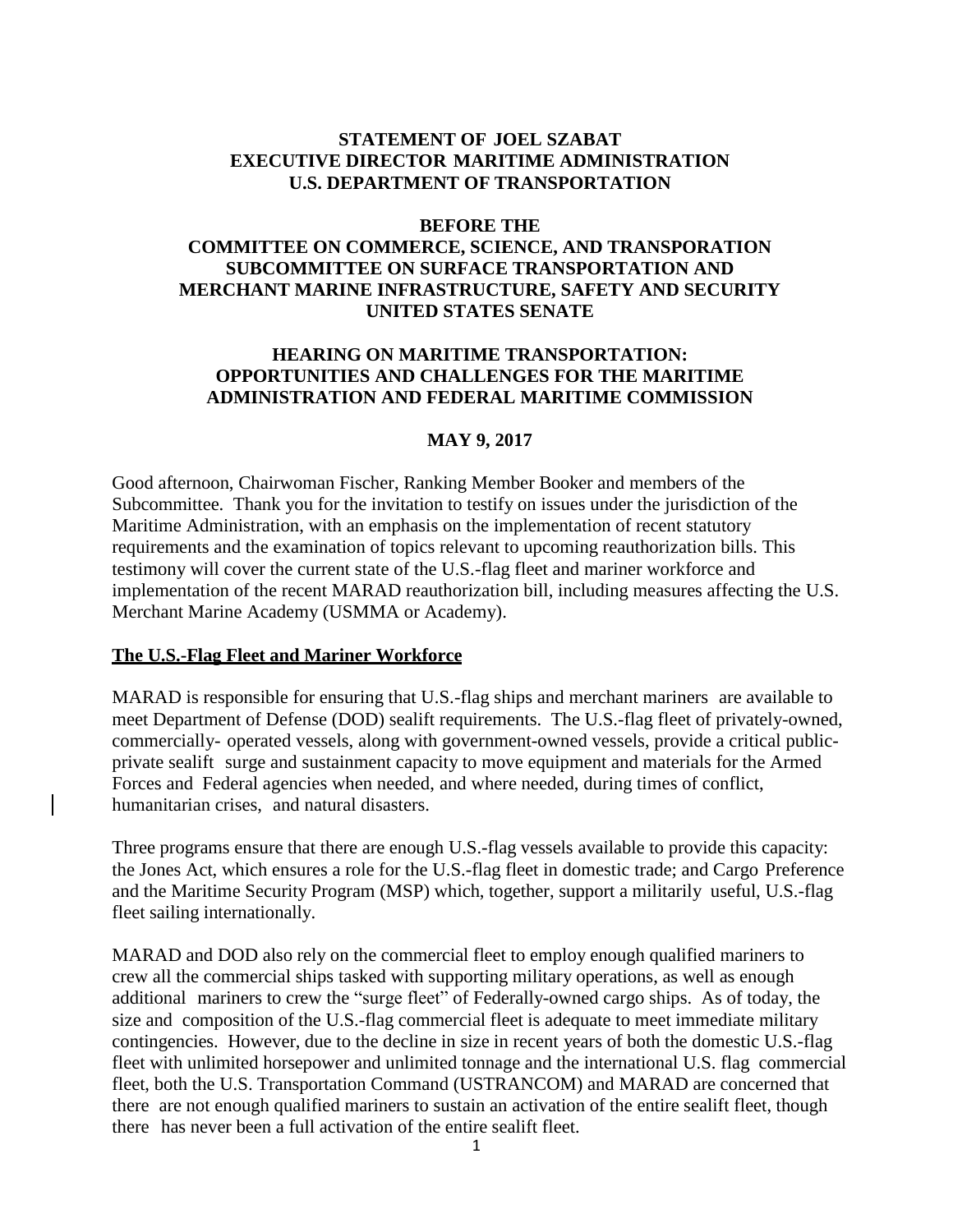**STATEMENT OF JOEL SZABAT**
**EXECUTIVE DIRECTOR MARITIME ADMINISTRATION**
**U.S. DEPARTMENT OF TRANSPORTATION**

**BEFORE THE**
**COMMITTEE ON COMMERCE, SCIENCE, AND TRANSPORATION**
**SUBCOMMITTEE ON SURFACE TRANSPORTATION AND**
**MERCHANT MARINE INFRASTRUCTURE, SAFETY AND SECURITY**
**UNITED STATES SENATE**

**HEARING ON MARITIME TRANSPORTATION:**
**OPPORTUNITIES AND CHALLENGES FOR THE MARITIME**
**ADMINISTRATION AND FEDERAL MARITIME COMMISSION**

**MAY 9, 2017**

Good afternoon, Chairwoman Fischer, Ranking Member Booker and members of the Subcommittee. Thank you for the invitation to testify on issues under the jurisdiction of the Maritime Administration, with an emphasis on the implementation of recent statutory requirements and the examination of topics relevant to upcoming reauthorization bills. This testimony will cover the current state of the U.S.-flag fleet and mariner workforce and implementation of the recent MARAD reauthorization bill, including measures affecting the U.S. Merchant Marine Academy (USMMA or Academy).

## The U.S.-Flag Fleet and Mariner Workforce

MARAD is responsible for ensuring that U.S.-flag ships and merchant mariners are available to meet Department of Defense (DOD) sealift requirements. The U.S.-flag fleet of privately-owned, commercially- operated vessels, along with government-owned vessels, provide a critical public-private sealift surge and sustainment capacity to move equipment and materials for the Armed Forces and Federal agencies when needed, and where needed, during times of conflict, humanitarian crises, and natural disasters.

Three programs ensure that there are enough U.S.-flag vessels available to provide this capacity: the Jones Act, which ensures a role for the U.S.-flag fleet in domestic trade; and Cargo Preference and the Maritime Security Program (MSP) which, together, support a militarily useful, U.S.-flag fleet sailing internationally.

MARAD and DOD also rely on the commercial fleet to employ enough qualified mariners to crew all the commercial ships tasked with supporting military operations, as well as enough additional mariners to crew the "surge fleet" of Federally-owned cargo ships. As of today, the size and composition of the U.S.-flag commercial fleet is adequate to meet immediate military contingencies. However, due to the decline in size in recent years of both the domestic U.S.-flag fleet with unlimited horsepower and unlimited tonnage and the international U.S. flag commercial fleet, both the U.S. Transportation Command (USTRANCOM) and MARAD are concerned that there are not enough qualified mariners to sustain an activation of the entire sealift fleet, though there has never been a full activation of the entire sealift fleet.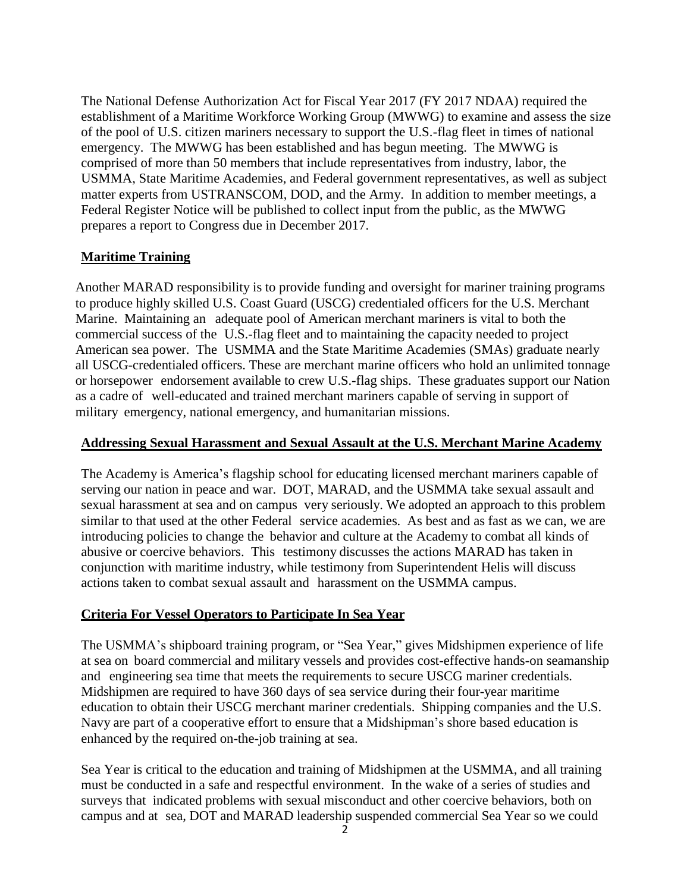The National Defense Authorization Act for Fiscal Year 2017 (FY 2017 NDAA) required the establishment of a Maritime Workforce Working Group (MWWG) to examine and assess the size of the pool of U.S. citizen mariners necessary to support the U.S.-flag fleet in times of national emergency. The MWWG has been established and has begun meeting. The MWWG is comprised of more than 50 members that include representatives from industry, labor, the USMMA, State Maritime Academies, and Federal government representatives, as well as subject matter experts from USTRANSCOM, DOD, and the Army. In addition to member meetings, a Federal Register Notice will be published to collect input from the public, as the MWWG prepares a report to Congress due in December 2017.

## Maritime Training

Another MARAD responsibility is to provide funding and oversight for mariner training programs to produce highly skilled U.S. Coast Guard (USCG) credentialed officers for the U.S. Merchant Marine. Maintaining an adequate pool of American merchant mariners is vital to both the commercial success of the U.S.-flag fleet and to maintaining the capacity needed to project American sea power. The USMMA and the State Maritime Academies (SMAs) graduate nearly all USCG-credentialed officers. These are merchant marine officers who hold an unlimited tonnage or horsepower endorsement available to crew U.S.-flag ships. These graduates support our Nation as a cadre of well-educated and trained merchant mariners capable of serving in support of military emergency, national emergency, and humanitarian missions.

## Addressing Sexual Harassment and Sexual Assault at the U.S. Merchant Marine Academy

The Academy is America's flagship school for educating licensed merchant mariners capable of serving our nation in peace and war. DOT, MARAD, and the USMMA take sexual assault and sexual harassment at sea and on campus very seriously. We adopted an approach to this problem similar to that used at the other Federal service academies. As best and as fast as we can, we are introducing policies to change the behavior and culture at the Academy to combat all kinds of abusive or coercive behaviors. This testimony discusses the actions MARAD has taken in conjunction with maritime industry, while testimony from Superintendent Helis will discuss actions taken to combat sexual assault and harassment on the USMMA campus.

## Criteria For Vessel Operators to Participate In Sea Year

The USMMA's shipboard training program, or "Sea Year," gives Midshipmen experience of life at sea on board commercial and military vessels and provides cost-effective hands-on seamanship and engineering sea time that meets the requirements to secure USCG mariner credentials. Midshipmen are required to have 360 days of sea service during their four-year maritime education to obtain their USCG merchant mariner credentials. Shipping companies and the U.S. Navy are part of a cooperative effort to ensure that a Midshipman's shore based education is enhanced by the required on-the-job training at sea.

Sea Year is critical to the education and training of Midshipmen at the USMMA, and all training must be conducted in a safe and respectful environment. In the wake of a series of studies and surveys that indicated problems with sexual misconduct and other coercive behaviors, both on campus and at sea, DOT and MARAD leadership suspended commercial Sea Year so we could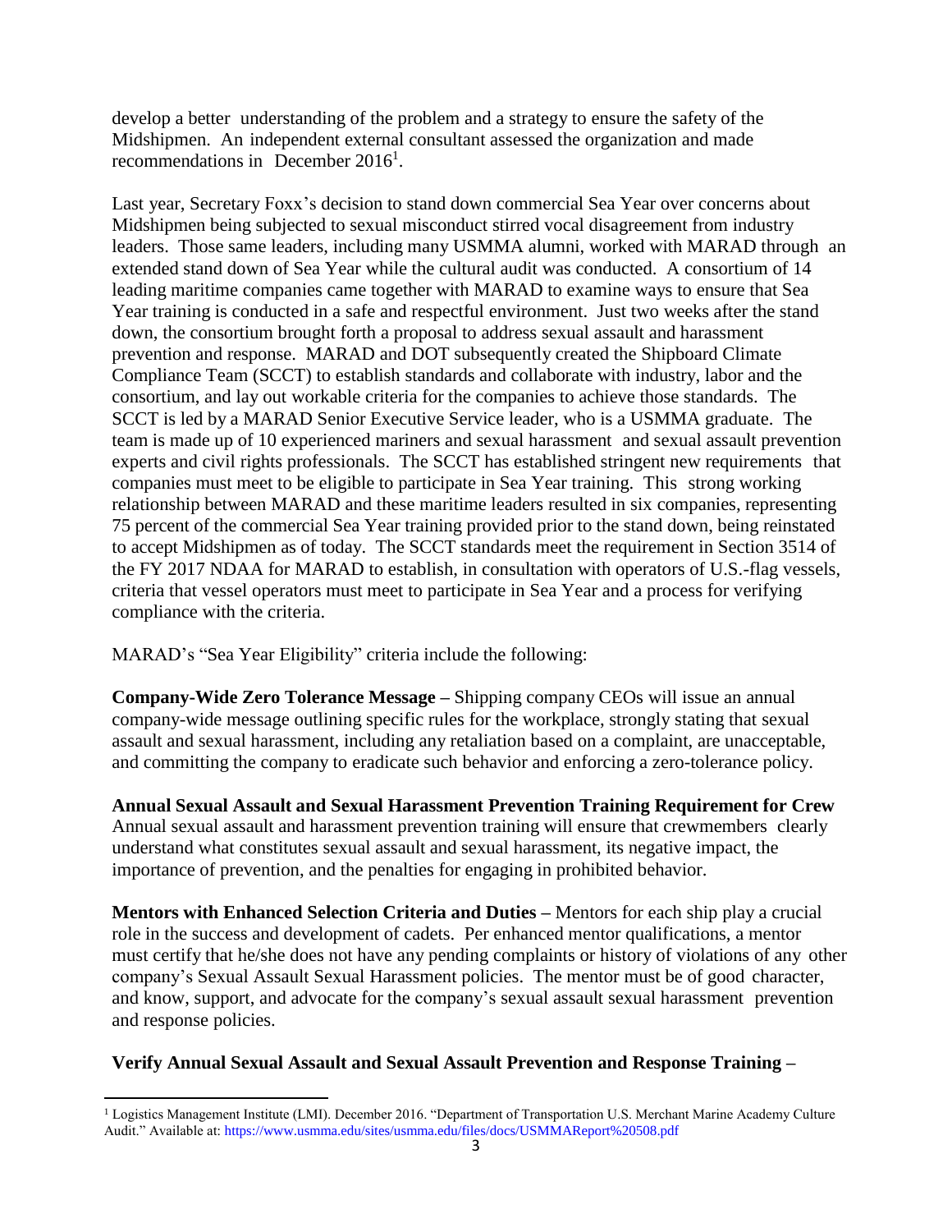develop a better understanding of the problem and a strategy to ensure the safety of the Midshipmen. An independent external consultant assessed the organization and made recommendations in December 2016[1].

Last year, Secretary Foxx's decision to stand down commercial Sea Year over concerns about Midshipmen being subjected to sexual misconduct stirred vocal disagreement from industry leaders. Those same leaders, including many USMMA alumni, worked with MARAD through an extended stand down of Sea Year while the cultural audit was conducted. A consortium of 14 leading maritime companies came together with MARAD to examine ways to ensure that Sea Year training is conducted in a safe and respectful environment. Just two weeks after the stand down, the consortium brought forth a proposal to address sexual assault and harassment prevention and response. MARAD and DOT subsequently created the Shipboard Climate Compliance Team (SCCT) to establish standards and collaborate with industry, labor and the consortium, and lay out workable criteria for the companies to achieve those standards. The SCCT is led by a MARAD Senior Executive Service leader, who is a USMMA graduate. The team is made up of 10 experienced mariners and sexual harassment and sexual assault prevention experts and civil rights professionals. The SCCT has established stringent new requirements that companies must meet to be eligible to participate in Sea Year training. This strong working relationship between MARAD and these maritime leaders resulted in six companies, representing 75 percent of the commercial Sea Year training provided prior to the stand down, being reinstated to accept Midshipmen as of today. The SCCT standards meet the requirement in Section 3514 of the FY 2017 NDAA for MARAD to establish, in consultation with operators of U.S.-flag vessels, criteria that vessel operators must meet to participate in Sea Year and a process for verifying compliance with the criteria.

MARAD's "Sea Year Eligibility" criteria include the following:

**Company-Wide Zero Tolerance Message –** Shipping company CEOs will issue an annual company-wide message outlining specific rules for the workplace, strongly stating that sexual assault and sexual harassment, including any retaliation based on a complaint, are unacceptable, and committing the company to eradicate such behavior and enforcing a zero-tolerance policy.

**Annual Sexual Assault and Sexual Harassment Prevention Training Requirement for Crew** Annual sexual assault and harassment prevention training will ensure that crewmembers clearly understand what constitutes sexual assault and sexual harassment, its negative impact, the importance of prevention, and the penalties for engaging in prohibited behavior.

**Mentors with Enhanced Selection Criteria and Duties –** Mentors for each ship play a crucial role in the success and development of cadets. Per enhanced mentor qualifications, a mentor must certify that he/she does not have any pending complaints or history of violations of any other company's Sexual Assault Sexual Harassment policies. The mentor must be of good character, and know, support, and advocate for the company's sexual assault sexual harassment prevention and response policies.

**Verify Annual Sexual Assault and Sexual Assault Prevention and Response Training –**

[1] Logistics Management Institute (LMI). December 2016. "Department of Transportation U.S. Merchant Marine Academy Culture Audit." Available at: https://www.usmma.edu/sites/usmma.edu/files/docs/USMMAReport%20508.pdf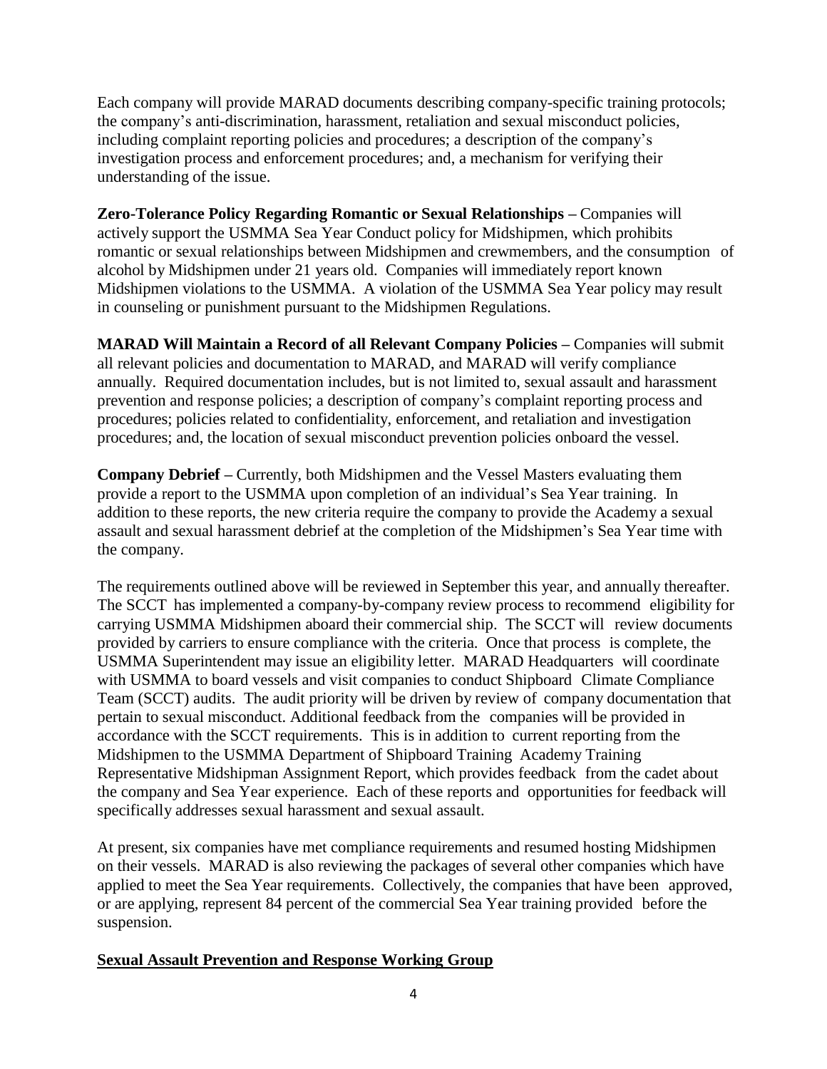Each company will provide MARAD documents describing company-specific training protocols; the company's anti-discrimination, harassment, retaliation and sexual misconduct policies, including complaint reporting policies and procedures; a description of the company's investigation process and enforcement procedures; and, a mechanism for verifying their understanding of the issue.

**Zero-Tolerance Policy Regarding Romantic or Sexual Relationships –** Companies will actively support the USMMA Sea Year Conduct policy for Midshipmen, which prohibits romantic or sexual relationships between Midshipmen and crewmembers, and the consumption of alcohol by Midshipmen under 21 years old. Companies will immediately report known Midshipmen violations to the USMMA. A violation of the USMMA Sea Year policy may result in counseling or punishment pursuant to the Midshipmen Regulations.

**MARAD Will Maintain a Record of all Relevant Company Policies –** Companies will submit all relevant policies and documentation to MARAD, and MARAD will verify compliance annually. Required documentation includes, but is not limited to, sexual assault and harassment prevention and response policies; a description of company's complaint reporting process and procedures; policies related to confidentiality, enforcement, and retaliation and investigation procedures; and, the location of sexual misconduct prevention policies onboard the vessel.

**Company Debrief –** Currently, both Midshipmen and the Vessel Masters evaluating them provide a report to the USMMA upon completion of an individual's Sea Year training. In addition to these reports, the new criteria require the company to provide the Academy a sexual assault and sexual harassment debrief at the completion of the Midshipmen's Sea Year time with the company.

The requirements outlined above will be reviewed in September this year, and annually thereafter. The SCCT has implemented a company-by-company review process to recommend eligibility for carrying USMMA Midshipmen aboard their commercial ship. The SCCT will review documents provided by carriers to ensure compliance with the criteria. Once that process is complete, the USMMA Superintendent may issue an eligibility letter. MARAD Headquarters will coordinate with USMMA to board vessels and visit companies to conduct Shipboard Climate Compliance Team (SCCT) audits. The audit priority will be driven by review of company documentation that pertain to sexual misconduct. Additional feedback from the companies will be provided in accordance with the SCCT requirements. This is in addition to current reporting from the Midshipmen to the USMMA Department of Shipboard Training Academy Training Representative Midshipman Assignment Report, which provides feedback from the cadet about the company and Sea Year experience. Each of these reports and opportunities for feedback will specifically addresses sexual harassment and sexual assault.

At present, six companies have met compliance requirements and resumed hosting Midshipmen on their vessels. MARAD is also reviewing the packages of several other companies which have applied to meet the Sea Year requirements. Collectively, the companies that have been approved, or are applying, represent 84 percent of the commercial Sea Year training provided before the suspension.

## Sexual Assault Prevention and Response Working Group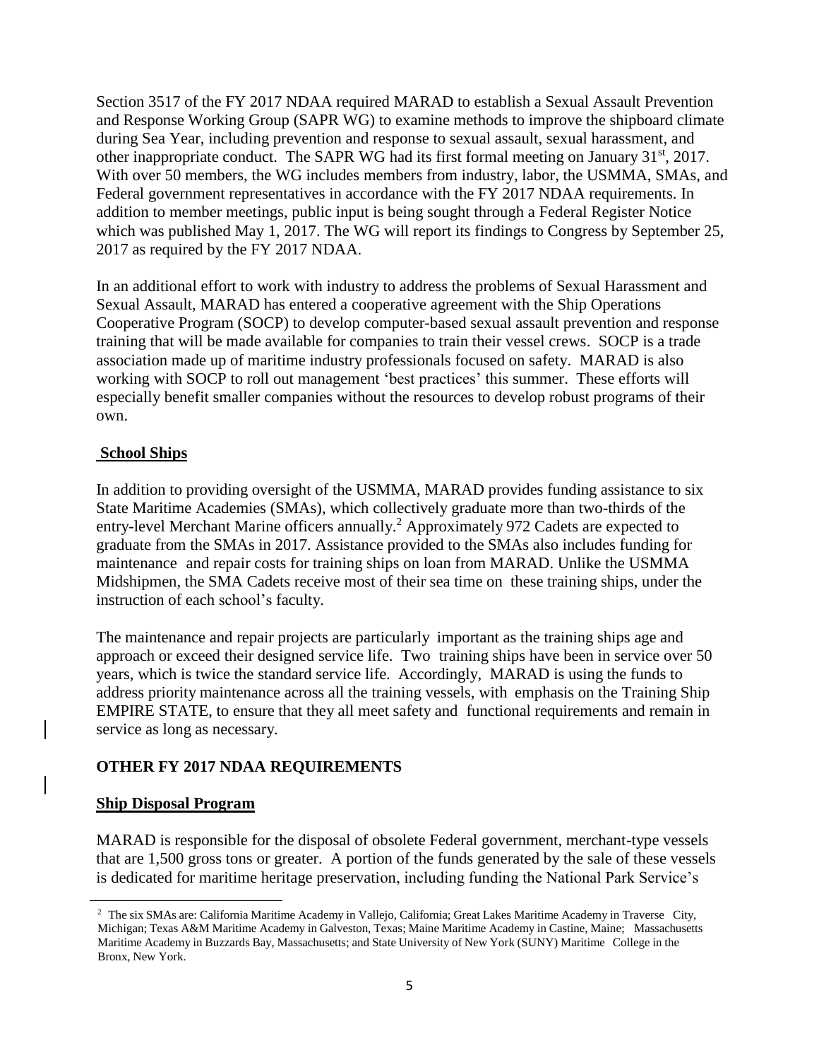Section 3517 of the FY 2017 NDAA required MARAD to establish a Sexual Assault Prevention and Response Working Group (SAPR WG) to examine methods to improve the shipboard climate during Sea Year, including prevention and response to sexual assault, sexual harassment, and other inappropriate conduct. The SAPR WG had its first formal meeting on January 31st, 2017. With over 50 members, the WG includes members from industry, labor, the USMMA, SMAs, and Federal government representatives in accordance with the FY 2017 NDAA requirements. In addition to member meetings, public input is being sought through a Federal Register Notice which was published May 1, 2017. The WG will report its findings to Congress by September 25, 2017 as required by the FY 2017 NDAA.

In an additional effort to work with industry to address the problems of Sexual Harassment and Sexual Assault, MARAD has entered a cooperative agreement with the Ship Operations Cooperative Program (SOCP) to develop computer-based sexual assault prevention and response training that will be made available for companies to train their vessel crews. SOCP is a trade association made up of maritime industry professionals focused on safety. MARAD is also working with SOCP to roll out management 'best practices' this summer. These efforts will especially benefit smaller companies without the resources to develop robust programs of their own.

**School Ships**

In addition to providing oversight of the USMMA, MARAD provides funding assistance to six State Maritime Academies (SMAs), which collectively graduate more than two-thirds of the entry-level Merchant Marine officers annually.[2] Approximately 972 Cadets are expected to graduate from the SMAs in 2017. Assistance provided to the SMAs also includes funding for maintenance and repair costs for training ships on loan from MARAD. Unlike the USMMA Midshipmen, the SMA Cadets receive most of their sea time on these training ships, under the instruction of each school's faculty.

The maintenance and repair projects are particularly important as the training ships age and approach or exceed their designed service life. Two training ships have been in service over 50 years, which is twice the standard service life. Accordingly, MARAD is using the funds to address priority maintenance across all the training vessels, with emphasis on the Training Ship EMPIRE STATE, to ensure that they all meet safety and functional requirements and remain in service as long as necessary.

## OTHER FY 2017 NDAA REQUIREMENTS

**Ship Disposal Program**

MARAD is responsible for the disposal of obsolete Federal government, merchant-type vessels that are 1,500 gross tons or greater. A portion of the funds generated by the sale of these vessels is dedicated for maritime heritage preservation, including funding the National Park Service's

[2] The six SMAs are: California Maritime Academy in Vallejo, California; Great Lakes Maritime Academy in Traverse City, Michigan; Texas A&M Maritime Academy in Galveston, Texas; Maine Maritime Academy in Castine, Maine; Massachusetts Maritime Academy in Buzzards Bay, Massachusetts; and State University of New York (SUNY) Maritime College in the Bronx, New York.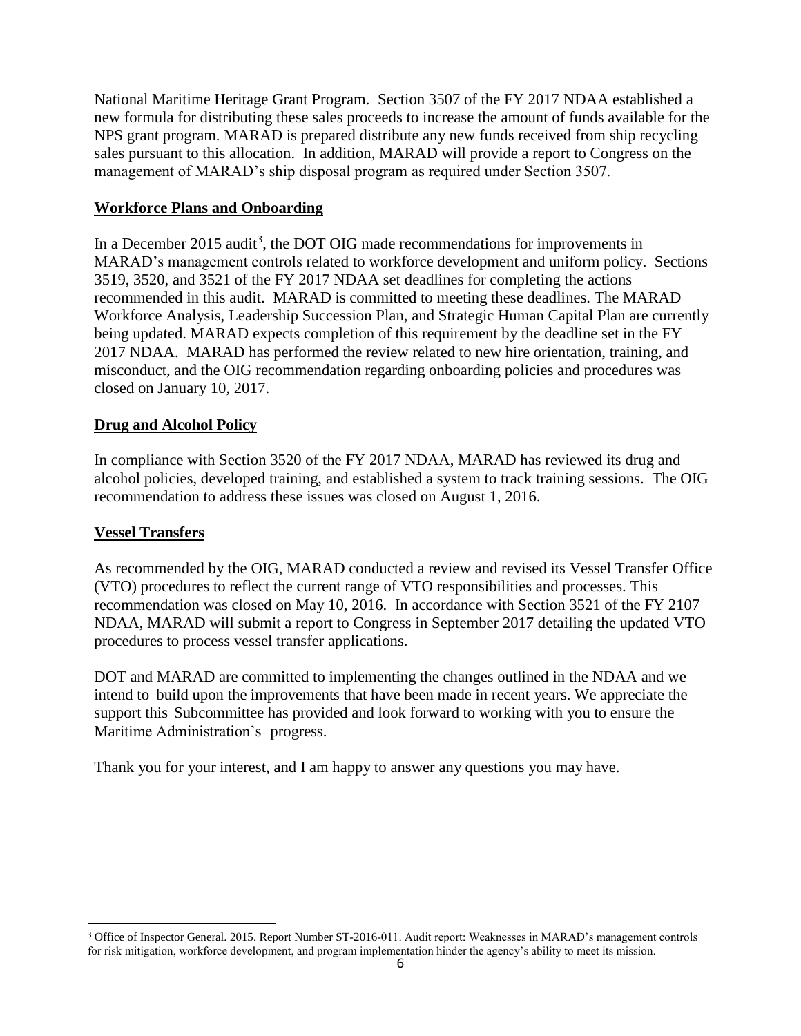National Maritime Heritage Grant Program. Section 3507 of the FY 2017 NDAA established a new formula for distributing these sales proceeds to increase the amount of funds available for the NPS grant program. MARAD is prepared distribute any new funds received from ship recycling sales pursuant to this allocation. In addition, MARAD will provide a report to Congress on the management of MARAD's ship disposal program as required under Section 3507.

**Workforce Plans and Onboarding**

In a December 2015 audit[3], the DOT OIG made recommendations for improvements in MARAD's management controls related to workforce development and uniform policy. Sections 3519, 3520, and 3521 of the FY 2017 NDAA set deadlines for completing the actions recommended in this audit. MARAD is committed to meeting these deadlines. The MARAD Workforce Analysis, Leadership Succession Plan, and Strategic Human Capital Plan are currently being updated. MARAD expects completion of this requirement by the deadline set in the FY 2017 NDAA. MARAD has performed the review related to new hire orientation, training, and misconduct, and the OIG recommendation regarding onboarding policies and procedures was closed on January 10, 2017.

**Drug and Alcohol Policy**

In compliance with Section 3520 of the FY 2017 NDAA, MARAD has reviewed its drug and alcohol policies, developed training, and established a system to track training sessions. The OIG recommendation to address these issues was closed on August 1, 2016.

**Vessel Transfers**

As recommended by the OIG, MARAD conducted a review and revised its Vessel Transfer Office (VTO) procedures to reflect the current range of VTO responsibilities and processes. This recommendation was closed on May 10, 2016. In accordance with Section 3521 of the FY 2107 NDAA, MARAD will submit a report to Congress in September 2017 detailing the updated VTO procedures to process vessel transfer applications.

DOT and MARAD are committed to implementing the changes outlined in the NDAA and we intend to build upon the improvements that have been made in recent years. We appreciate the support this Subcommittee has provided and look forward to working with you to ensure the Maritime Administration's progress.

Thank you for your interest, and I am happy to answer any questions you may have.

[3] Office of Inspector General. 2015. Report Number ST-2016-011. Audit report: Weaknesses in MARAD's management controls for risk mitigation, workforce development, and program implementation hinder the agency's ability to meet its mission.